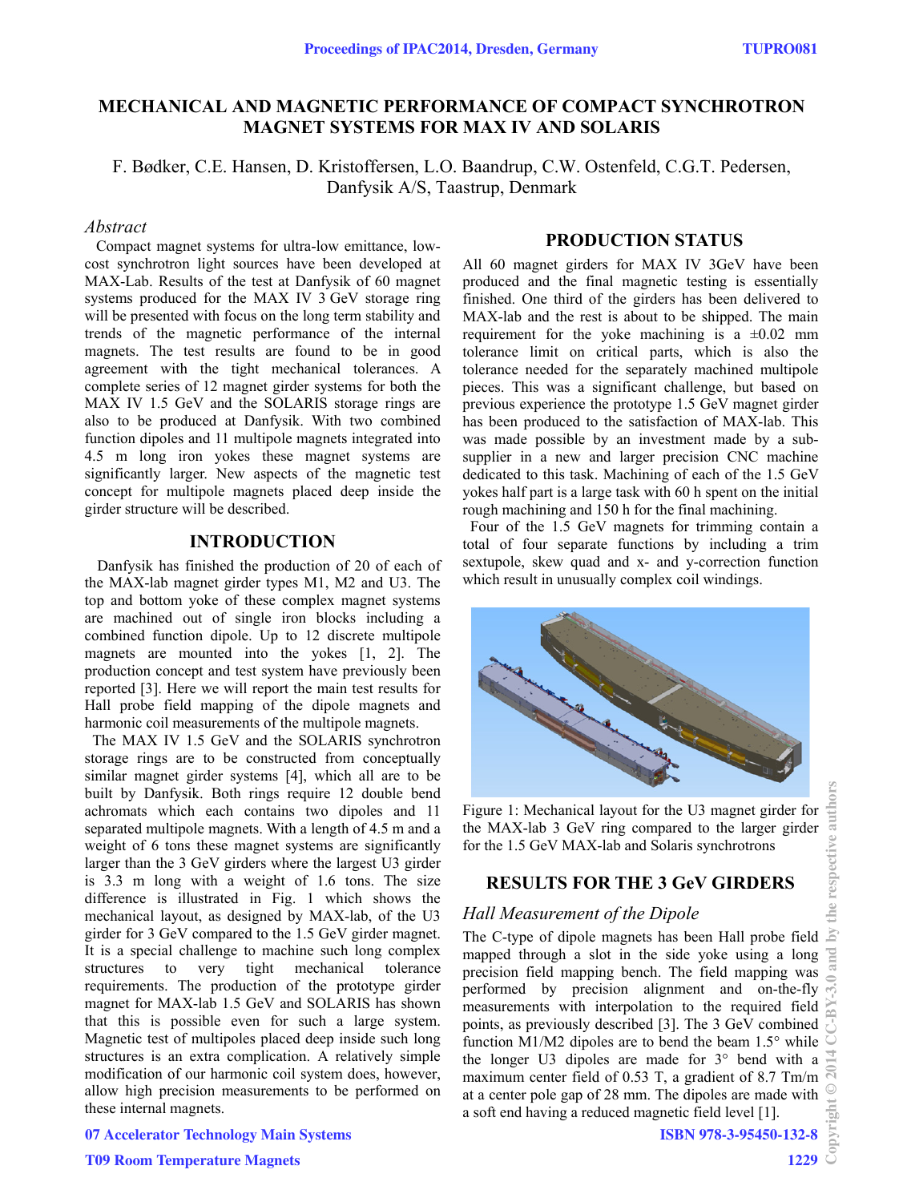# MECHANICAL AND MAGNETIC PERFORMANCE OF COMPACT SYNCHROTRON MAGNET SYSTEMS FOR MAX IV AND SOLARIS

F. Bødker, C.E. Hansen, D. Kristoffersen, L.O. Baandrup, C.W. Ostenfeld, C.G.T. Pedersen, Danfysik A/S, Taastrup, Denmark

## *Abstract*

Compact magnet systems for ultra-low emittance, low-cost synchrotron light sources have been developed at MAX-Lab. Results of the test at Danfysik of 60 magnet systems produced for the MAX IV 3 GeV storage ring will be presented with focus on the long term stability and trends of the magnetic performance of the internal magnets. The test results are found to be in good agreement with the tight mechanical tolerances. A complete series of 12 magnet girder systems for both the MAX IV 1.5 GeV and the SOLARIS storage rings are also to be produced at Danfysik. With two combined function dipoles and 11 multipole magnets integrated into 4.5 m long iron yokes these magnet systems are significantly larger. New aspects of the magnetic test concept for multipole magnets placed deep inside the girder structure will be described.

## INTRODUCTION

Danfysik has finished the production of 20 of each of the MAX-lab magnet girder types M1, M2 and U3. The top and bottom yoke of these complex magnet systems are machined out of single iron blocks including a combined function dipole. Up to 12 discrete multipole magnets are mounted into the yokes [1, 2]. The production concept and test system have previously been reported [3]. Here we will report the main test results for Hall probe field mapping of the dipole magnets and harmonic coil measurements of the multipole magnets.

The MAX IV 1.5 GeV and the SOLARIS synchrotron storage rings are to be constructed from conceptually similar magnet girder systems [4], which all are to be built by Danfysik. Both rings require 12 double bend achromats which each contains two dipoles and 11 separated multipole magnets. With a length of 4.5 m and a weight of 6 tons these magnet systems are significantly larger than the 3 GeV girders where the largest U3 girder is 3.3 m long with a weight of 1.6 tons. The size difference is illustrated in Fig. 1 which shows the mechanical layout, as designed by MAX-lab, of the U3 girder for 3 GeV compared to the 1.5 GeV girder magnet. It is a special challenge to machine such long complex structures to very tight mechanical tolerance requirements. The production of the prototype girder magnet for MAX-lab 1.5 GeV and SOLARIS has shown that this is possible even for such a large system. Magnetic test of multipoles placed deep inside such long structures is an extra complication. A relatively simple modification of our harmonic coil system does, however, allow high precision measurements to be performed on these internal magnets.

## PRODUCTION STATUS

All 60 magnet girders for MAX IV 3GeV have been produced and the final magnetic testing is essentially finished. One third of the girders has been delivered to MAX-lab and the rest is about to be shipped. The main requirement for the yoke machining is a ±0.02 mm tolerance limit on critical parts, which is also the tolerance needed for the separately machined multipole pieces. This was a significant challenge, but based on previous experience the prototype 1.5 GeV magnet girder has been produced to the satisfaction of MAX-lab. This was made possible by an investment made by a sub-supplier in a new and larger precision CNC machine dedicated to this task. Machining of each of the 1.5 GeV yokes half part is a large task with 60 h spent on the initial rough machining and 150 h for the final machining.

Four of the 1.5 GeV magnets for trimming contain a total of four separate functions by including a trim sextupole, skew quad and x- and y-correction function which result in unusually complex coil windings.

Figure 1: Mechanical layout for the U3 magnet girder for the MAX-lab 3 GeV ring compared to the larger girder for the 1.5 GeV MAX-lab and Solaris synchrotrons

## RESULTS FOR THE 3 GeV GIRDERS

### *Hall Measurement of the Dipole*

The C-type of dipole magnets has been Hall probe field mapped through a slot in the side yoke using a long precision field mapping bench. The field mapping was performed by precision alignment and on-the-fly measurements with interpolation to the required field points, as previously described [3]. The 3 GeV combined function M1/M2 dipoles are to bend the beam 1.5° while the longer U3 dipoles are made for 3° bend with a maximum center field of 0.53 T, a gradient of 8.7 Tm/m at a center pole gap of 28 mm. The dipoles are made with a soft end having a reduced magnetic field level [1].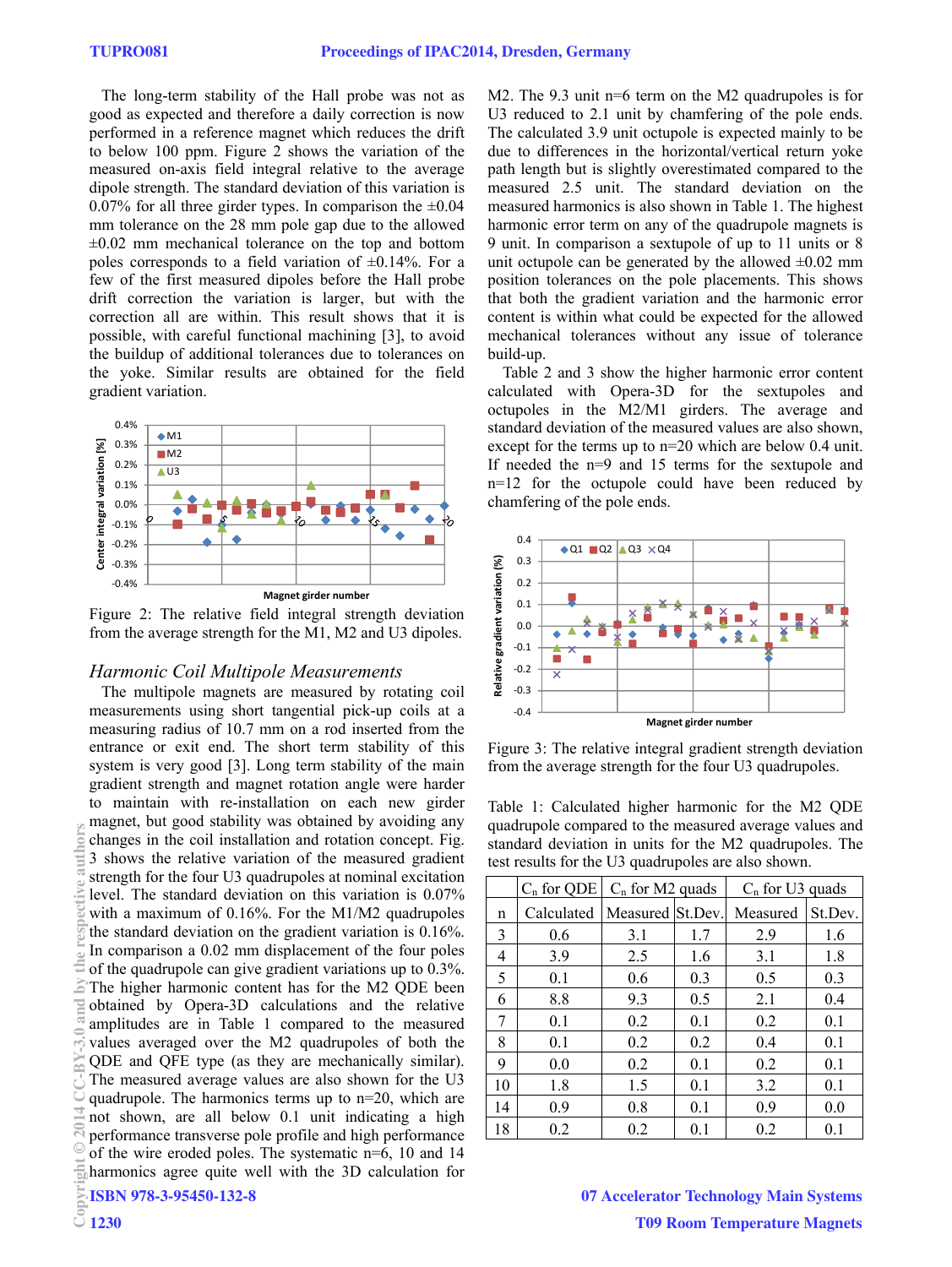The long-term stability of the Hall probe was not as good as expected and therefore a daily correction is now performed in a reference magnet which reduces the drift to below 100 ppm. Figure 2 shows the variation of the measured on-axis field integral relative to the average dipole strength. The standard deviation of this variation is 0.07% for all three girder types. In comparison the ±0.04 mm tolerance on the 28 mm pole gap due to the allowed ±0.02 mm mechanical tolerance on the top and bottom poles corresponds to a field variation of ±0.14%. For a few of the first measured dipoles before the Hall probe drift correction the variation is larger, but with the correction all are within. This result shows that it is possible, with careful functional machining [3], to avoid the buildup of additional tolerances due to tolerances on the yoke. Similar results are obtained for the field gradient variation.

Figure 2: The relative field integral strength deviation from the average strength for the M1, M2 and U3 dipoles.

### *Harmonic Coil Multipole Measurements*

The multipole magnets are measured by rotating coil measurements using short tangential pick-up coils at a measuring radius of 10.7 mm on a rod inserted from the entrance or exit end. The short term stability of this system is very good [3]. Long term stability of the main gradient strength and magnet rotation angle were harder to maintain with re-installation on each new girder magnet, but good stability was obtained by avoiding any changes in the coil installation and rotation concept. Fig. 3 shows the relative variation of the measured gradient strength for the four U3 quadrupoles at nominal excitation level. The standard deviation on this variation is 0.07% with a maximum of 0.16%. For the M1/M2 quadrupoles the standard deviation on the gradient variation is 0.16%. In comparison a 0.02 mm displacement of the four poles of the quadrupole can give gradient variations up to 0.3%. The higher harmonic content has for the M2 QDE been obtained by Opera-3D calculations and the relative amplitudes are in Table 1 compared to the measured values averaged over the M2 quadrupoles of both the QDE and QFE type (as they are mechanically similar). The measured average values are also shown for the U3 quadrupole. The harmonics terms up to n=20, which are not shown, are all below 0.1 unit indicating a high performance transverse pole profile and high performance of the wire eroded poles. The systematic n=6, 10 and 14 harmonics agree quite well with the 3D calculation for M2. The 9.3 unit n=6 term on the M2 quadrupoles is for U3 reduced to 2.1 unit by chamfering of the pole ends. The calculated 3.9 unit octupole is expected mainly to be due to differences in the horizontal/vertical return yoke path length but is slightly overestimated compared to the measured 2.5 unit. The standard deviation on the measured harmonics is also shown in Table 1. The highest harmonic error term on any of the quadrupole magnets is 9 unit. In comparison a sextupole of up to 11 units or 8 unit octupole can be generated by the allowed ±0.02 mm position tolerances on the pole placements. This shows that both the gradient variation and the harmonic error content is within what could be expected for the allowed mechanical tolerances without any issue of tolerance build-up.

Table 2 and 3 show the higher harmonic error content calculated with Opera-3D for the sextupoles and octupoles in the M2/M1 girders. The average and standard deviation of the measured values are also shown, except for the terms up to n=20 which are below 0.4 unit. If needed the n=9 and 15 terms for the sextupole and n=12 for the octupole could have been reduced by chamfering of the pole ends.

Figure 3: The relative integral gradient strength deviation from the average strength for the four U3 quadrupoles.

Table 1: Calculated higher harmonic for the M2 QDE quadrupole compared to the measured average values and standard deviation in units for the M2 quadrupoles. The test results for the U3 quadrupoles are also shown.

| | $C_n$ for QDE | $C_n$ for M2 quads | | $C_n$ for U3 quads | |
|---|---|---|---|---|---|
| n | Calculated | Measured | St.Dev. | Measured | St.Dev. |
| 3 | 0.6 | 3.1 | 1.7 | 2.9 | 1.6 |
| 4 | 3.9 | 2.5 | 1.6 | 3.1 | 1.8 |
| 5 | 0.1 | 0.6 | 0.3 | 0.5 | 0.3 |
| 6 | 8.8 | 9.3 | 0.5 | 2.1 | 0.4 |
| 7 | 0.1 | 0.2 | 0.1 | 0.2 | 0.1 |
| 8 | 0.1 | 0.2 | 0.2 | 0.4 | 0.1 |
| 9 | 0.0 | 0.2 | 0.1 | 0.2 | 0.1 |
| 10 | 1.8 | 1.5 | 0.1 | 3.2 | 0.1 |
| 14 | 0.9 | 0.8 | 0.1 | 0.9 | 0.0 |
| 18 | 0.2 | 0.2 | 0.1 | 0.2 | 0.1 |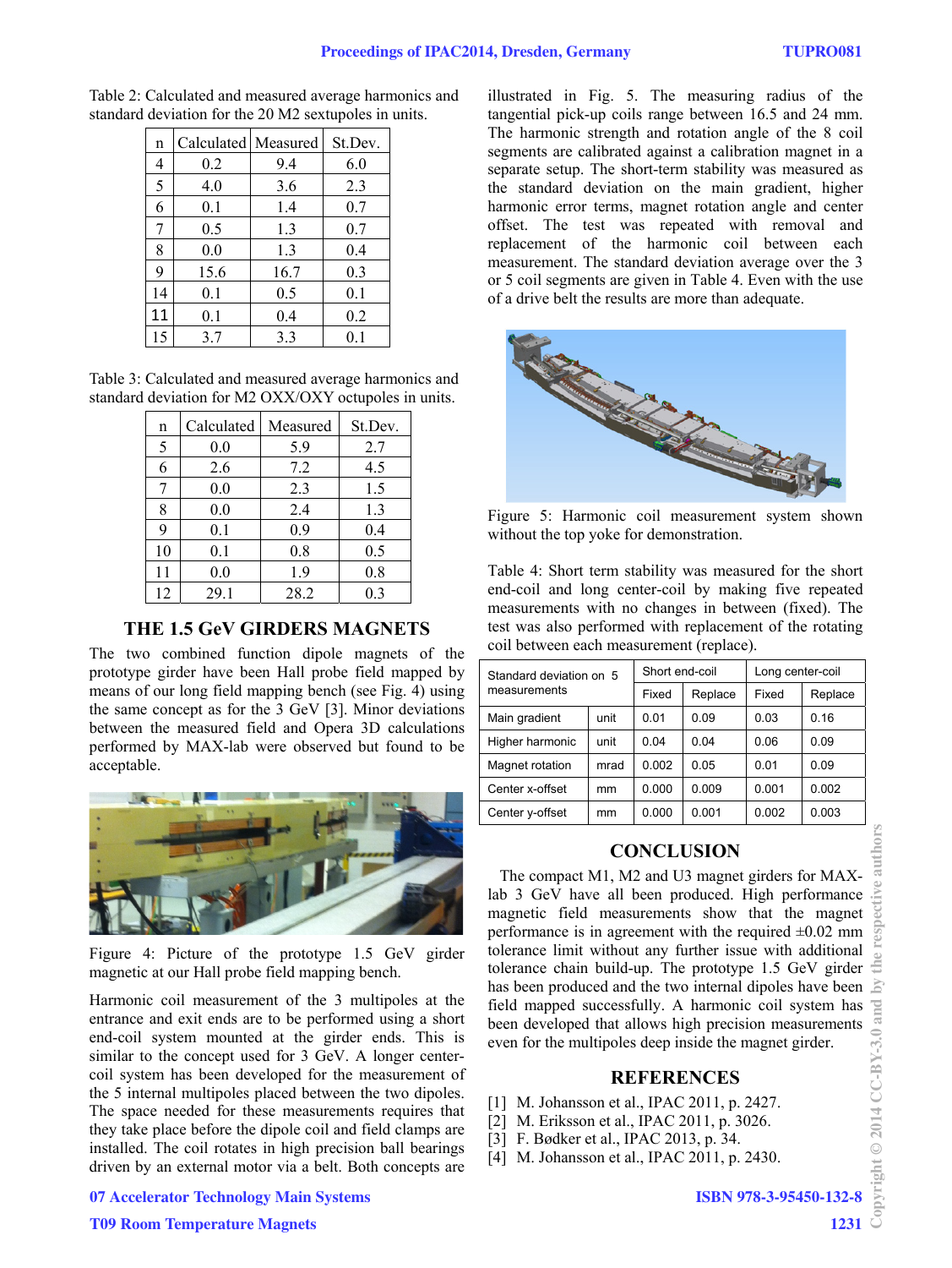Table 2: Calculated and measured average harmonics and standard deviation for the 20 M2 sextupoles in units.

| n | Calculated | Measured | St.Dev. |
|---|---|---|---|
| 4 | 0.2 | 9.4 | 6.0 |
| 5 | 4.0 | 3.6 | 2.3 |
| 6 | 0.1 | 1.4 | 0.7 |
| 7 | 0.5 | 1.3 | 0.7 |
| 8 | 0.0 | 1.3 | 0.4 |
| 9 | 15.6 | 16.7 | 0.3 |
| 14 | 0.1 | 0.5 | 0.1 |
| 11 | 0.1 | 0.4 | 0.2 |
| 15 | 3.7 | 3.3 | 0.1 |

Table 3: Calculated and measured average harmonics and standard deviation for M2 OXX/OXY octupoles in units.

| n | Calculated | Measured | St.Dev. |
|---|---|---|---|
| 5 | 0.0 | 5.9 | 2.7 |
| 6 | 2.6 | 7.2 | 4.5 |
| 7 | 0.0 | 2.3 | 1.5 |
| 8 | 0.0 | 2.4 | 1.3 |
| 9 | 0.1 | 0.9 | 0.4 |
| 10 | 0.1 | 0.8 | 0.5 |
| 11 | 0.0 | 1.9 | 0.8 |
| 12 | 29.1 | 28.2 | 0.3 |

## THE 1.5 GeV GIRDERS MAGNETS

The two combined function dipole magnets of the prototype girder have been Hall probe field mapped by means of our long field mapping bench (see Fig. 4) using the same concept as for the 3 GeV [3]. Minor deviations between the measured field and Opera 3D calculations performed by MAX-lab were observed but found to be acceptable.

Figure 4: Picture of the prototype 1.5 GeV girder magnetic at our Hall probe field mapping bench.

Harmonic coil measurement of the 3 multipoles at the entrance and exit ends are to be performed using a short end-coil system mounted at the girder ends. This is similar to the concept used for 3 GeV. A longer center-coil system has been developed for the measurement of the 5 internal multipoles placed between the two dipoles. The space needed for these measurements requires that they take place before the dipole coil and field clamps are installed. The coil rotates in high precision ball bearings driven by an external motor via a belt. Both concepts are illustrated in Fig. 5. The measuring radius of the tangential pick-up coils range between 16.5 and 24 mm. The harmonic strength and rotation angle of the 8 coil segments are calibrated against a calibration magnet in a separate setup. The short-term stability was measured as the standard deviation on the main gradient, higher harmonic error terms, magnet rotation angle and center offset. The test was repeated with removal and replacement of the harmonic coil between each measurement. The standard deviation average over the 3 or 5 coil segments are given in Table 4. Even with the use of a drive belt the results are more than adequate.

Figure 5: Harmonic coil measurement system shown without the top yoke for demonstration.

Table 4: Short term stability was measured for the short end-coil and long center-coil by making five repeated measurements with no changes in between (fixed). The test was also performed with replacement of the rotating coil between each measurement (replace).

| Standard deviation on 5 measurements | | Short end-coil | | Long center-coil | |
|---|---|---|---|---|---|
| | | Fixed | Replace | Fixed | Replace |
| Main gradient | unit | 0.01 | 0.09 | 0.03 | 0.16 |
| Higher harmonic | unit | 0.04 | 0.04 | 0.06 | 0.09 |
| Magnet rotation | mrad | 0.002 | 0.05 | 0.01 | 0.09 |
| Center x-offset | mm | 0.000 | 0.009 | 0.001 | 0.002 |
| Center y-offset | mm | 0.000 | 0.001 | 0.002 | 0.003 |

## CONCLUSION

The compact M1, M2 and U3 magnet girders for MAX-lab 3 GeV have all been produced. High performance magnetic field measurements show that the magnet performance is in agreement with the required ±0.02 mm tolerance limit without any further issue with additional tolerance chain build-up. The prototype 1.5 GeV girder has been produced and the two internal dipoles have been field mapped successfully. A harmonic coil system has been developed that allows high precision measurements even for the multipoles deep inside the magnet girder.

## REFERENCES

[1] M. Johansson et al., IPAC 2011, p. 2427.
[2] M. Eriksson et al., IPAC 2011, p. 3026.
[3] F. Bødker et al., IPAC 2013, p. 34.
[4] M. Johansson et al., IPAC 2011, p. 2430.